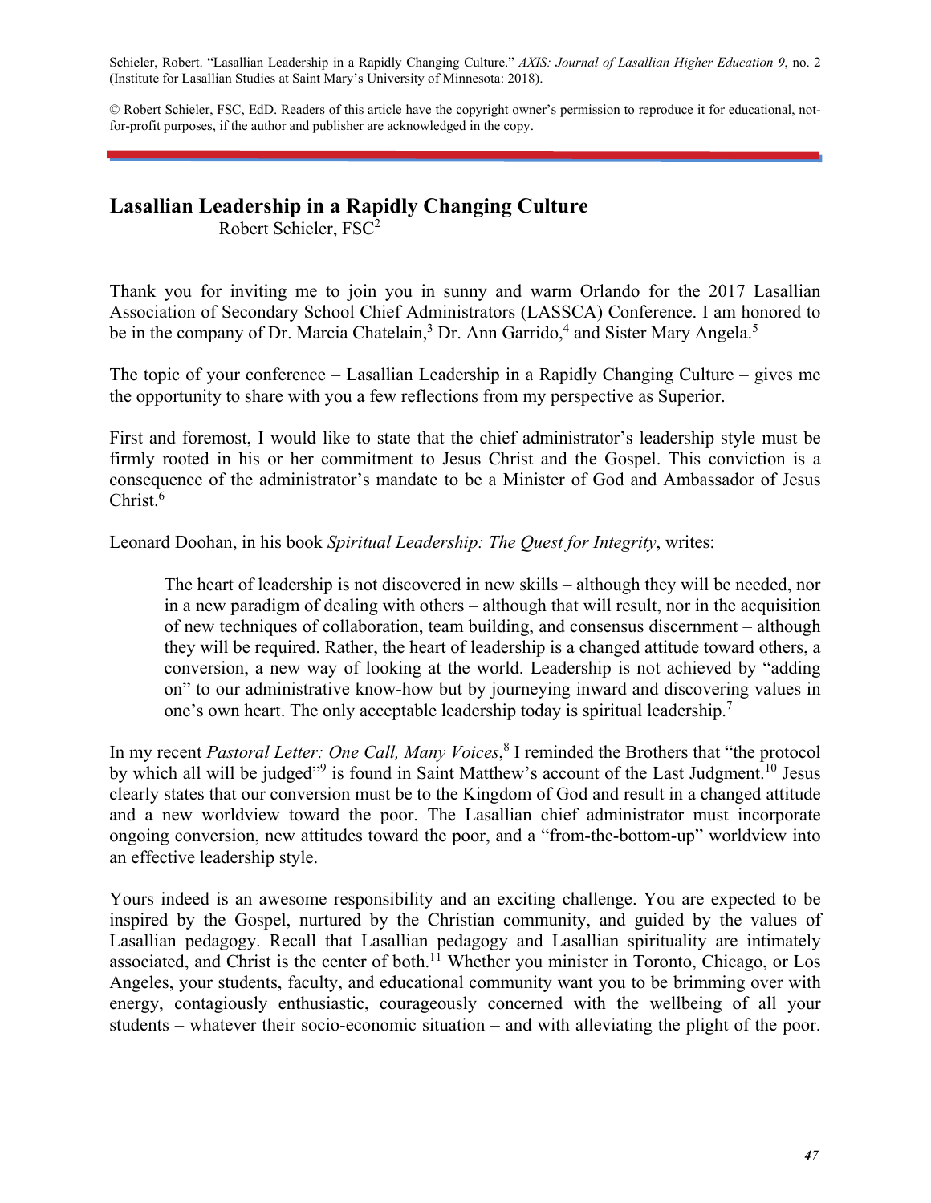Schieler, Robert. "Lasallian Leadership in a Rapidly Changing Culture." *AXIS: Journal of Lasallian Higher Education 9*, no. 2 (Institute for Lasallian Studies at Saint Mary's University of Minnesota: 2018).

© Robert Schieler, FSC, EdD. Readers of this article have the copyright owner's permission to reproduce it for educational, not-for-profit purposes, if the author and publisher are acknowledged in the copy.

# Lasallian Leadership in a Rapidly Changing Culture

Robert Schieler, FSC[2]

Thank you for inviting me to join you in sunny and warm Orlando for the 2017 Lasallian Association of Secondary School Chief Administrators (LASSCA) Conference. I am honored to be in the company of Dr. Marcia Chatelain,[3] Dr. Ann Garrido,[4] and Sister Mary Angela.[5]

The topic of your conference – Lasallian Leadership in a Rapidly Changing Culture – gives me the opportunity to share with you a few reflections from my perspective as Superior.

First and foremost, I would like to state that the chief administrator's leadership style must be firmly rooted in his or her commitment to Jesus Christ and the Gospel. This conviction is a consequence of the administrator's mandate to be a Minister of God and Ambassador of Jesus Christ.[6]

Leonard Doohan, in his book *Spiritual Leadership: The Quest for Integrity*, writes:

> The heart of leadership is not discovered in new skills – although they will be needed, nor in a new paradigm of dealing with others – although that will result, nor in the acquisition of new techniques of collaboration, team building, and consensus discernment – although they will be required. Rather, the heart of leadership is a changed attitude toward others, a conversion, a new way of looking at the world. Leadership is not achieved by "adding on" to our administrative know-how but by journeying inward and discovering values in one's own heart. The only acceptable leadership today is spiritual leadership.[7]

In my recent *Pastoral Letter: One Call, Many Voices*,[8] I reminded the Brothers that "the protocol by which all will be judged"[9] is found in Saint Matthew's account of the Last Judgment.[10] Jesus clearly states that our conversion must be to the Kingdom of God and result in a changed attitude and a new worldview toward the poor. The Lasallian chief administrator must incorporate ongoing conversion, new attitudes toward the poor, and a "from-the-bottom-up" worldview into an effective leadership style.

Yours indeed is an awesome responsibility and an exciting challenge. You are expected to be inspired by the Gospel, nurtured by the Christian community, and guided by the values of Lasallian pedagogy. Recall that Lasallian pedagogy and Lasallian spirituality are intimately associated, and Christ is the center of both.[11] Whether you minister in Toronto, Chicago, or Los Angeles, your students, faculty, and educational community want you to be brimming over with energy, contagiously enthusiastic, courageously concerned with the wellbeing of all your students – whatever their socio-economic situation – and with alleviating the plight of the poor.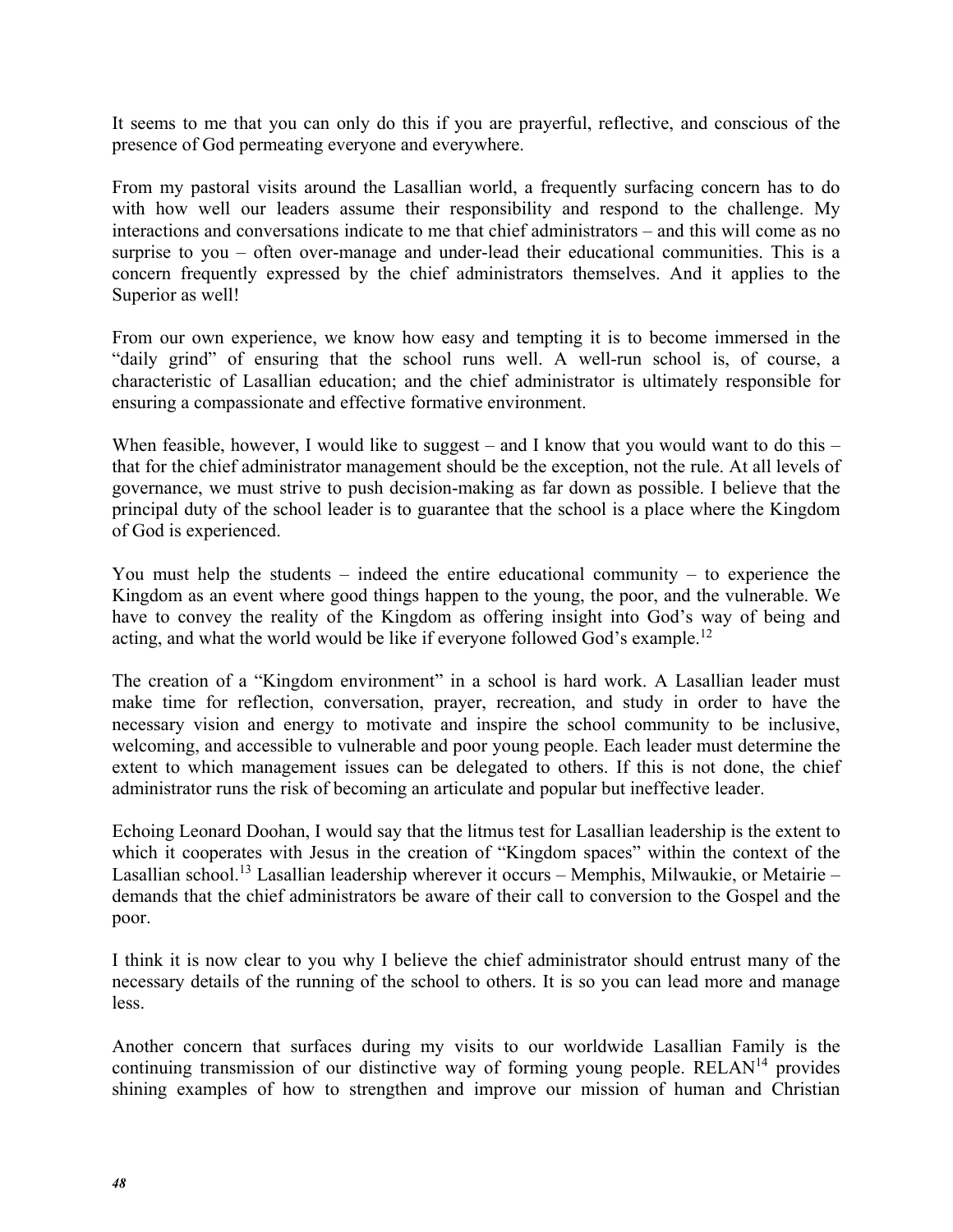It seems to me that you can only do this if you are prayerful, reflective, and conscious of the presence of God permeating everyone and everywhere.

From my pastoral visits around the Lasallian world, a frequently surfacing concern has to do with how well our leaders assume their responsibility and respond to the challenge. My interactions and conversations indicate to me that chief administrators – and this will come as no surprise to you – often over-manage and under-lead their educational communities. This is a concern frequently expressed by the chief administrators themselves. And it applies to the Superior as well!

From our own experience, we know how easy and tempting it is to become immersed in the "daily grind" of ensuring that the school runs well. A well-run school is, of course, a characteristic of Lasallian education; and the chief administrator is ultimately responsible for ensuring a compassionate and effective formative environment.

When feasible, however, I would like to suggest – and I know that you would want to do this – that for the chief administrator management should be the exception, not the rule. At all levels of governance, we must strive to push decision-making as far down as possible. I believe that the principal duty of the school leader is to guarantee that the school is a place where the Kingdom of God is experienced.

You must help the students – indeed the entire educational community – to experience the Kingdom as an event where good things happen to the young, the poor, and the vulnerable. We have to convey the reality of the Kingdom as offering insight into God's way of being and acting, and what the world would be like if everyone followed God's example.[12]

The creation of a "Kingdom environment" in a school is hard work. A Lasallian leader must make time for reflection, conversation, prayer, recreation, and study in order to have the necessary vision and energy to motivate and inspire the school community to be inclusive, welcoming, and accessible to vulnerable and poor young people. Each leader must determine the extent to which management issues can be delegated to others. If this is not done, the chief administrator runs the risk of becoming an articulate and popular but ineffective leader.

Echoing Leonard Doohan, I would say that the litmus test for Lasallian leadership is the extent to which it cooperates with Jesus in the creation of "Kingdom spaces" within the context of the Lasallian school.[13] Lasallian leadership wherever it occurs – Memphis, Milwaukie, or Metairie – demands that the chief administrators be aware of their call to conversion to the Gospel and the poor.

I think it is now clear to you why I believe the chief administrator should entrust many of the necessary details of the running of the school to others. It is so you can lead more and manage less.

Another concern that surfaces during my visits to our worldwide Lasallian Family is the continuing transmission of our distinctive way of forming young people. RELAN[14] provides shining examples of how to strengthen and improve our mission of human and Christian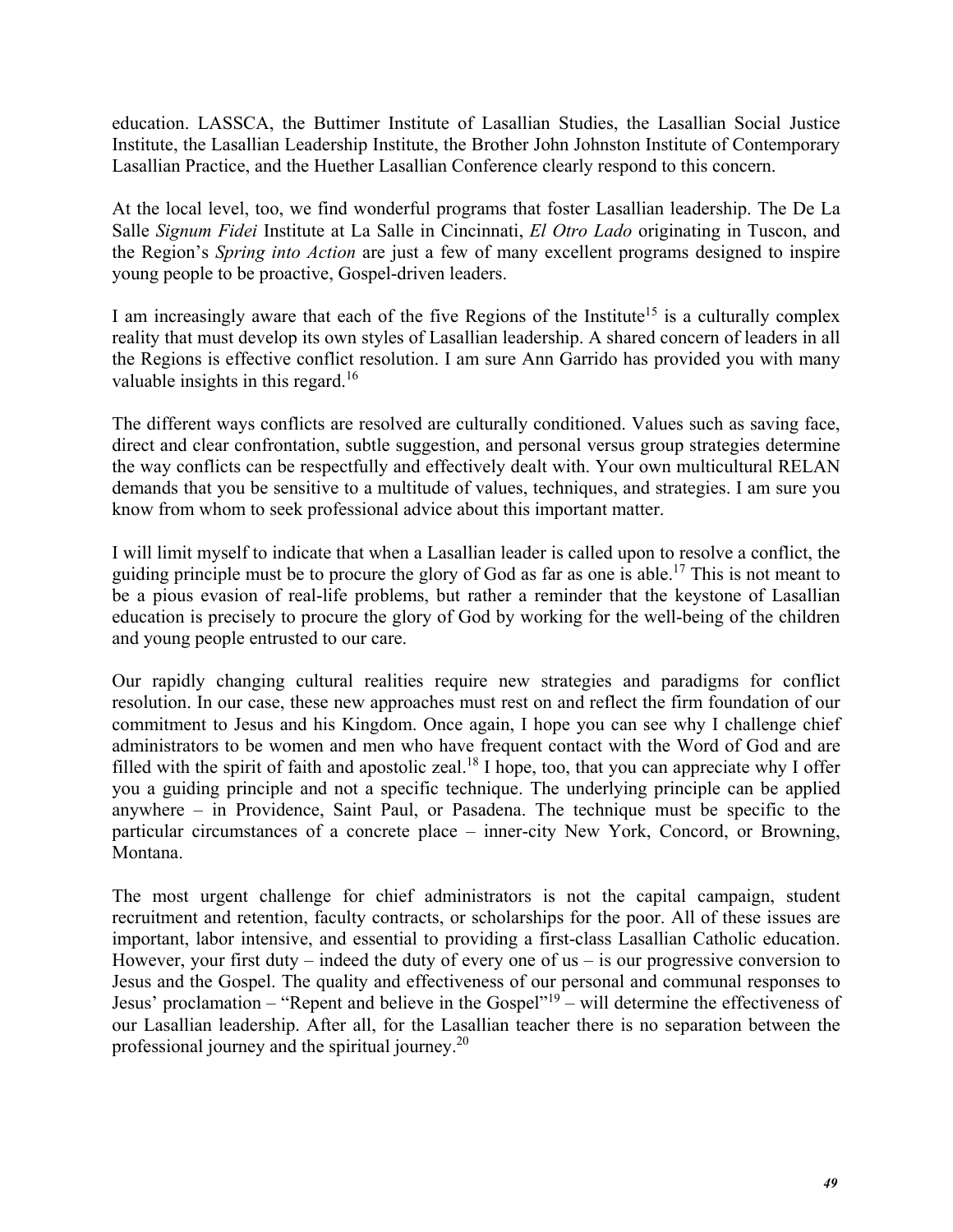education. LASSCA, the Buttimer Institute of Lasallian Studies, the Lasallian Social Justice Institute, the Lasallian Leadership Institute, the Brother John Johnston Institute of Contemporary Lasallian Practice, and the Huether Lasallian Conference clearly respond to this concern.

At the local level, too, we find wonderful programs that foster Lasallian leadership. The De La Salle *Signum Fidei* Institute at La Salle in Cincinnati, *El Otro Lado* originating in Tuscon, and the Region's *Spring into Action* are just a few of many excellent programs designed to inspire young people to be proactive, Gospel-driven leaders.

I am increasingly aware that each of the five Regions of the Institute[15] is a culturally complex reality that must develop its own styles of Lasallian leadership. A shared concern of leaders in all the Regions is effective conflict resolution. I am sure Ann Garrido has provided you with many valuable insights in this regard.[16]

The different ways conflicts are resolved are culturally conditioned. Values such as saving face, direct and clear confrontation, subtle suggestion, and personal versus group strategies determine the way conflicts can be respectfully and effectively dealt with. Your own multicultural RELAN demands that you be sensitive to a multitude of values, techniques, and strategies. I am sure you know from whom to seek professional advice about this important matter.

I will limit myself to indicate that when a Lasallian leader is called upon to resolve a conflict, the guiding principle must be to procure the glory of God as far as one is able.[17] This is not meant to be a pious evasion of real-life problems, but rather a reminder that the keystone of Lasallian education is precisely to procure the glory of God by working for the well-being of the children and young people entrusted to our care.

Our rapidly changing cultural realities require new strategies and paradigms for conflict resolution. In our case, these new approaches must rest on and reflect the firm foundation of our commitment to Jesus and his Kingdom. Once again, I hope you can see why I challenge chief administrators to be women and men who have frequent contact with the Word of God and are filled with the spirit of faith and apostolic zeal.[18] I hope, too, that you can appreciate why I offer you a guiding principle and not a specific technique. The underlying principle can be applied anywhere – in Providence, Saint Paul, or Pasadena. The technique must be specific to the particular circumstances of a concrete place – inner-city New York, Concord, or Browning, Montana.

The most urgent challenge for chief administrators is not the capital campaign, student recruitment and retention, faculty contracts, or scholarships for the poor. All of these issues are important, labor intensive, and essential to providing a first-class Lasallian Catholic education. However, your first duty – indeed the duty of every one of us – is our progressive conversion to Jesus and the Gospel. The quality and effectiveness of our personal and communal responses to Jesus' proclamation – "Repent and believe in the Gospel"[19] – will determine the effectiveness of our Lasallian leadership. After all, for the Lasallian teacher there is no separation between the professional journey and the spiritual journey.[20]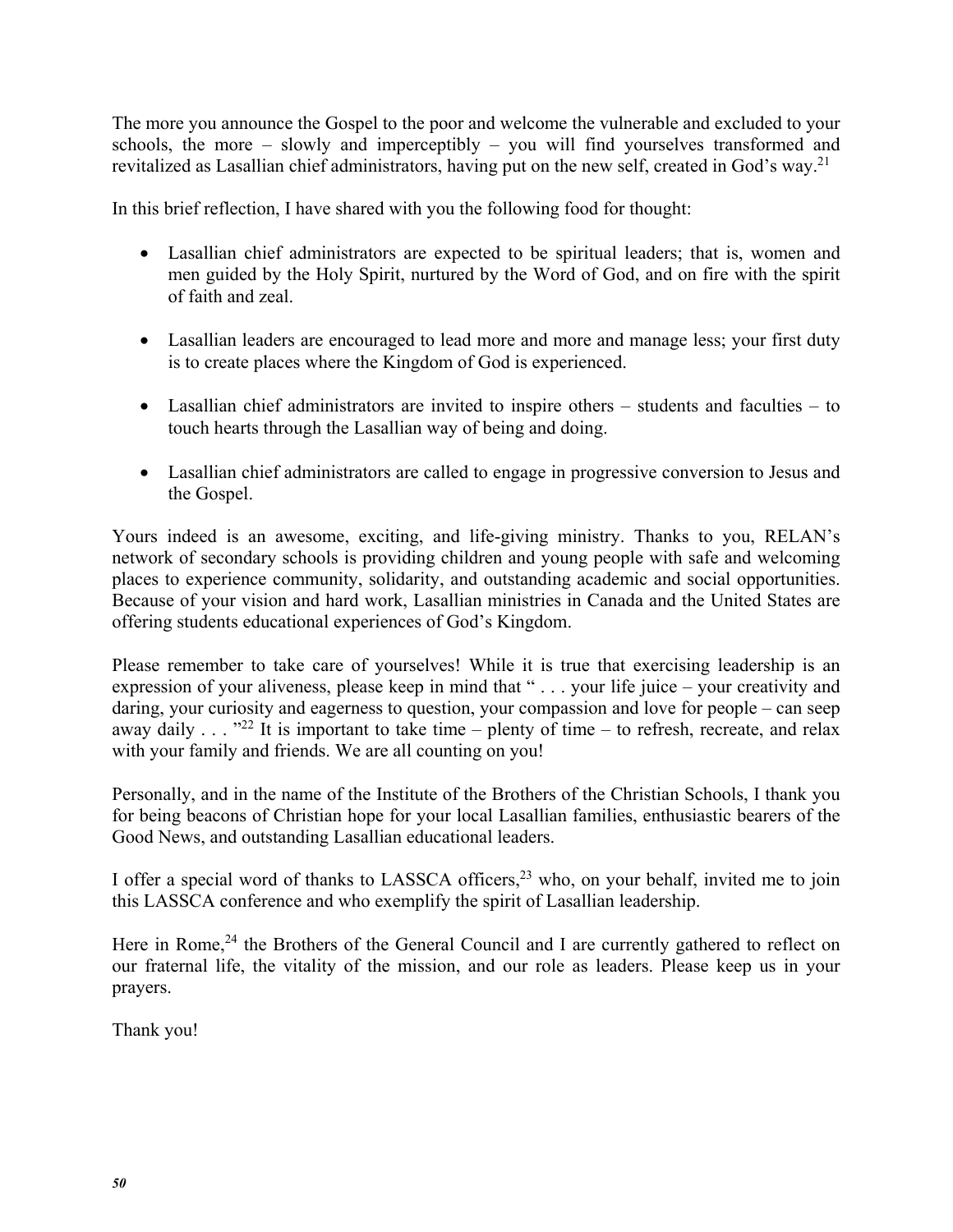The more you announce the Gospel to the poor and welcome the vulnerable and excluded to your schools, the more – slowly and imperceptibly – you will find yourselves transformed and revitalized as Lasallian chief administrators, having put on the new self, created in God's way.[21]

In this brief reflection, I have shared with you the following food for thought:

- Lasallian chief administrators are expected to be spiritual leaders; that is, women and men guided by the Holy Spirit, nurtured by the Word of God, and on fire with the spirit of faith and zeal.

- Lasallian leaders are encouraged to lead more and more and manage less; your first duty is to create places where the Kingdom of God is experienced.

- Lasallian chief administrators are invited to inspire others – students and faculties – to touch hearts through the Lasallian way of being and doing.

- Lasallian chief administrators are called to engage in progressive conversion to Jesus and the Gospel.

Yours indeed is an awesome, exciting, and life-giving ministry. Thanks to you, RELAN's network of secondary schools is providing children and young people with safe and welcoming places to experience community, solidarity, and outstanding academic and social opportunities. Because of your vision and hard work, Lasallian ministries in Canada and the United States are offering students educational experiences of God's Kingdom.

Please remember to take care of yourselves! While it is true that exercising leadership is an expression of your aliveness, please keep in mind that " . . . your life juice – your creativity and daring, your curiosity and eagerness to question, your compassion and love for people – can seep away daily . . . "[22] It is important to take time – plenty of time – to refresh, recreate, and relax with your family and friends. We are all counting on you!

Personally, and in the name of the Institute of the Brothers of the Christian Schools, I thank you for being beacons of Christian hope for your local Lasallian families, enthusiastic bearers of the Good News, and outstanding Lasallian educational leaders.

I offer a special word of thanks to LASSCA officers,[23] who, on your behalf, invited me to join this LASSCA conference and who exemplify the spirit of Lasallian leadership.

Here in Rome,[24] the Brothers of the General Council and I are currently gathered to reflect on our fraternal life, the vitality of the mission, and our role as leaders. Please keep us in your prayers.

Thank you!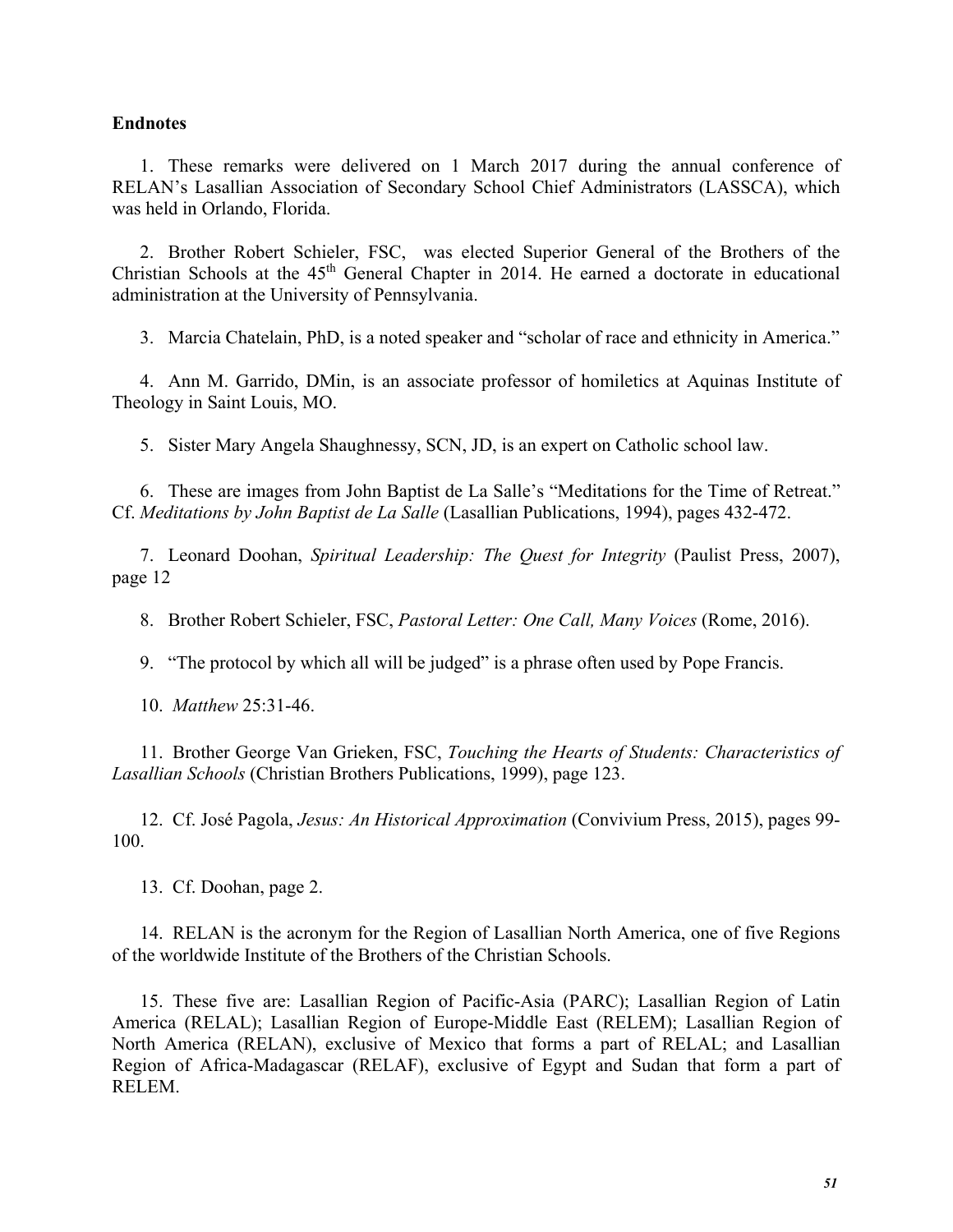**Endnotes**

1. These remarks were delivered on 1 March 2017 during the annual conference of RELAN's Lasallian Association of Secondary School Chief Administrators (LASSCA), which was held in Orlando, Florida.

2. Brother Robert Schieler, FSC, was elected Superior General of the Brothers of the Christian Schools at the 45th General Chapter in 2014. He earned a doctorate in educational administration at the University of Pennsylvania.

3. Marcia Chatelain, PhD, is a noted speaker and "scholar of race and ethnicity in America."

4. Ann M. Garrido, DMin, is an associate professor of homiletics at Aquinas Institute of Theology in Saint Louis, MO.

5. Sister Mary Angela Shaughnessy, SCN, JD, is an expert on Catholic school law.

6. These are images from John Baptist de La Salle's "Meditations for the Time of Retreat." Cf. *Meditations by John Baptist de La Salle* (Lasallian Publications, 1994), pages 432-472.

7. Leonard Doohan, *Spiritual Leadership: The Quest for Integrity* (Paulist Press, 2007), page 12

8. Brother Robert Schieler, FSC, *Pastoral Letter: One Call, Many Voices* (Rome, 2016).

9. "The protocol by which all will be judged" is a phrase often used by Pope Francis.

10. *Matthew* 25:31-46.

11. Brother George Van Grieken, FSC, *Touching the Hearts of Students: Characteristics of Lasallian Schools* (Christian Brothers Publications, 1999), page 123.

12. Cf. José Pagola, *Jesus: An Historical Approximation* (Convivium Press, 2015), pages 99-100.

13. Cf. Doohan, page 2.

14. RELAN is the acronym for the Region of Lasallian North America, one of five Regions of the worldwide Institute of the Brothers of the Christian Schools.

15. These five are: Lasallian Region of Pacific-Asia (PARC); Lasallian Region of Latin America (RELAL); Lasallian Region of Europe-Middle East (RELEM); Lasallian Region of North America (RELAN), exclusive of Mexico that forms a part of RELAL; and Lasallian Region of Africa-Madagascar (RELAF), exclusive of Egypt and Sudan that form a part of RELEM.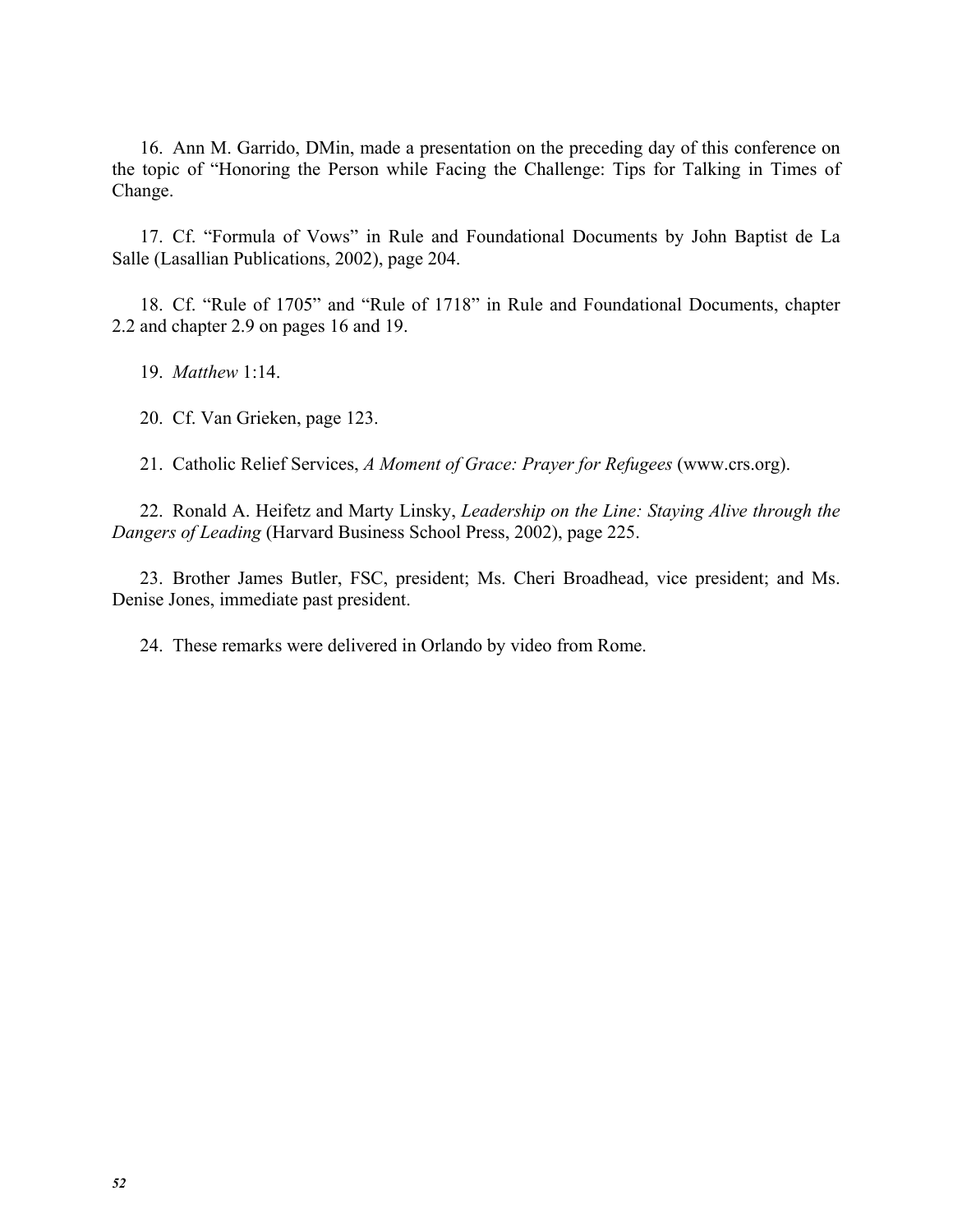16. Ann M. Garrido, DMin, made a presentation on the preceding day of this conference on the topic of "Honoring the Person while Facing the Challenge: Tips for Talking in Times of Change.

17. Cf. "Formula of Vows" in Rule and Foundational Documents by John Baptist de La Salle (Lasallian Publications, 2002), page 204.

18. Cf. "Rule of 1705" and "Rule of 1718" in Rule and Foundational Documents, chapter 2.2 and chapter 2.9 on pages 16 and 19.

19. *Matthew* 1:14.

20. Cf. Van Grieken, page 123.

21. Catholic Relief Services, *A Moment of Grace: Prayer for Refugees* (www.crs.org).

22. Ronald A. Heifetz and Marty Linsky, *Leadership on the Line: Staying Alive through the Dangers of Leading* (Harvard Business School Press, 2002), page 225.

23. Brother James Butler, FSC, president; Ms. Cheri Broadhead, vice president; and Ms. Denise Jones, immediate past president.

24. These remarks were delivered in Orlando by video from Rome.